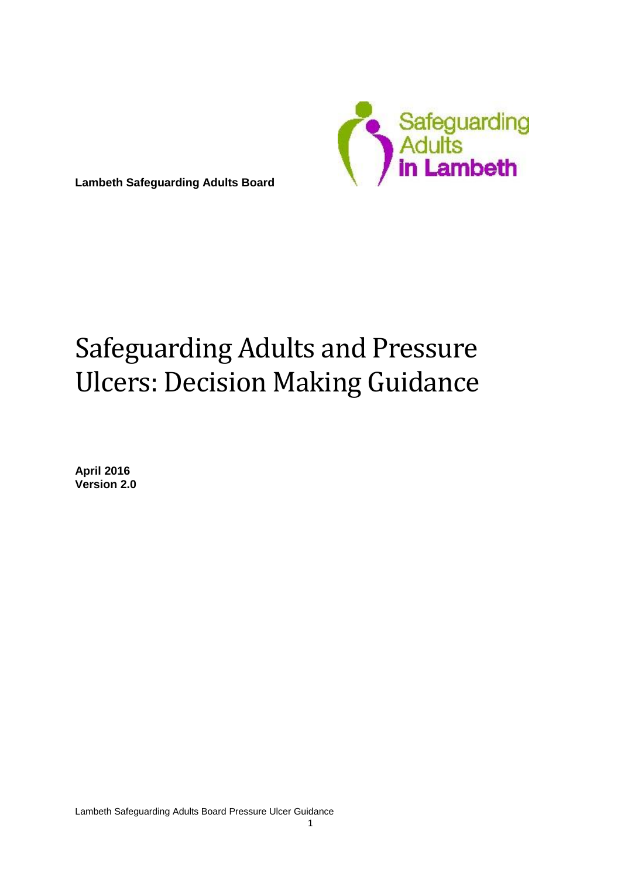**Lambeth Safeguarding Adults Board**

# Safeguarding Adults and Pressure Ulcers: Decision Making Guidance

**April 2016**
**Version 2.0**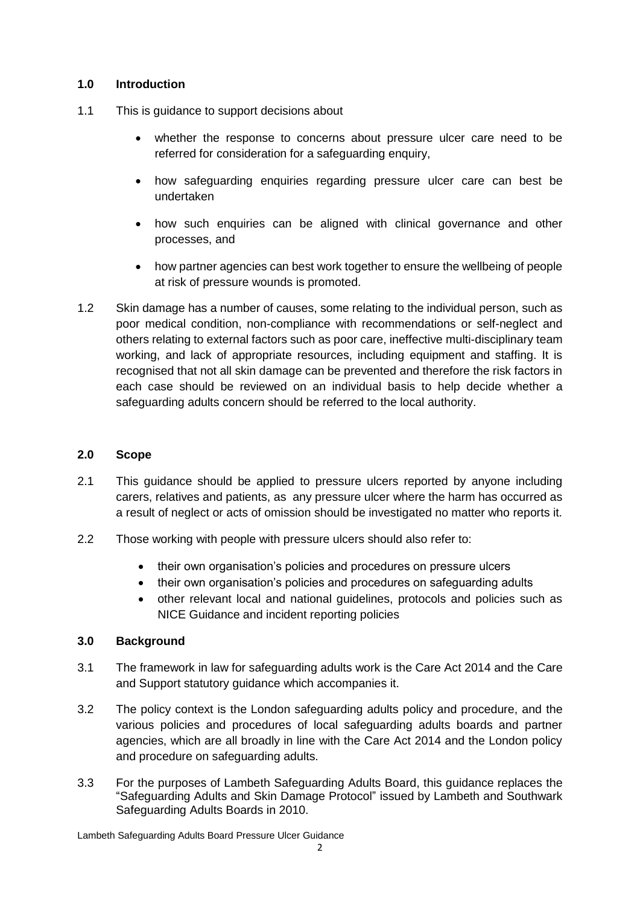## 1.0 Introduction

1.1 This is guidance to support decisions about

- whether the response to concerns about pressure ulcer care need to be referred for consideration for a safeguarding enquiry,
- how safeguarding enquiries regarding pressure ulcer care can best be undertaken
- how such enquiries can be aligned with clinical governance and other processes, and
- how partner agencies can best work together to ensure the wellbeing of people at risk of pressure wounds is promoted.

1.2 Skin damage has a number of causes, some relating to the individual person, such as poor medical condition, non-compliance with recommendations or self-neglect and others relating to external factors such as poor care, ineffective multi-disciplinary team working, and lack of appropriate resources, including equipment and staffing. It is recognised that not all skin damage can be prevented and therefore the risk factors in each case should be reviewed on an individual basis to help decide whether a safeguarding adults concern should be referred to the local authority.

## 2.0 Scope

2.1 This guidance should be applied to pressure ulcers reported by anyone including carers, relatives and patients, as any pressure ulcer where the harm has occurred as a result of neglect or acts of omission should be investigated no matter who reports it.

2.2 Those working with people with pressure ulcers should also refer to:

- their own organisation's policies and procedures on pressure ulcers
- their own organisation's policies and procedures on safeguarding adults
- other relevant local and national guidelines, protocols and policies such as NICE Guidance and incident reporting policies

## 3.0 Background

3.1 The framework in law for safeguarding adults work is the Care Act 2014 and the Care and Support statutory guidance which accompanies it.

3.2 The policy context is the London safeguarding adults policy and procedure, and the various policies and procedures of local safeguarding adults boards and partner agencies, which are all broadly in line with the Care Act 2014 and the London policy and procedure on safeguarding adults.

3.3 For the purposes of Lambeth Safeguarding Adults Board, this guidance replaces the "Safeguarding Adults and Skin Damage Protocol" issued by Lambeth and Southwark Safeguarding Adults Boards in 2010.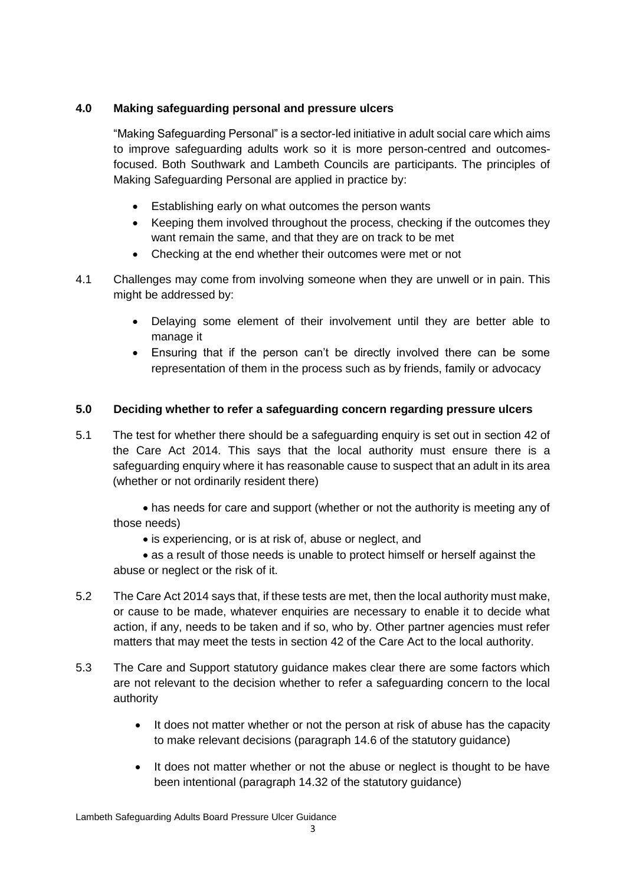## 4.0 Making safeguarding personal and pressure ulcers

"Making Safeguarding Personal" is a sector-led initiative in adult social care which aims to improve safeguarding adults work so it is more person-centred and outcomes-focused. Both Southwark and Lambeth Councils are participants. The principles of Making Safeguarding Personal are applied in practice by:

- Establishing early on what outcomes the person wants
- Keeping them involved throughout the process, checking if the outcomes they want remain the same, and that they are on track to be met
- Checking at the end whether their outcomes were met or not

4.1 Challenges may come from involving someone when they are unwell or in pain. This might be addressed by:

- Delaying some element of their involvement until they are better able to manage it
- Ensuring that if the person can't be directly involved there can be some representation of them in the process such as by friends, family or advocacy

## 5.0 Deciding whether to refer a safeguarding concern regarding pressure ulcers

5.1 The test for whether there should be a safeguarding enquiry is set out in section 42 of the Care Act 2014. This says that the local authority must ensure there is a safeguarding enquiry where it has reasonable cause to suspect that an adult in its area (whether or not ordinarily resident there)

- has needs for care and support (whether or not the authority is meeting any of those needs)
- is experiencing, or is at risk of, abuse or neglect, and
- as a result of those needs is unable to protect himself or herself against the abuse or neglect or the risk of it.

5.2 The Care Act 2014 says that, if these tests are met, then the local authority must make, or cause to be made, whatever enquiries are necessary to enable it to decide what action, if any, needs to be taken and if so, who by. Other partner agencies must refer matters that may meet the tests in section 42 of the Care Act to the local authority.

5.3 The Care and Support statutory guidance makes clear there are some factors which are not relevant to the decision whether to refer a safeguarding concern to the local authority

- It does not matter whether or not the person at risk of abuse has the capacity to make relevant decisions (paragraph 14.6 of the statutory guidance)
- It does not matter whether or not the abuse or neglect is thought to be have been intentional (paragraph 14.32 of the statutory guidance)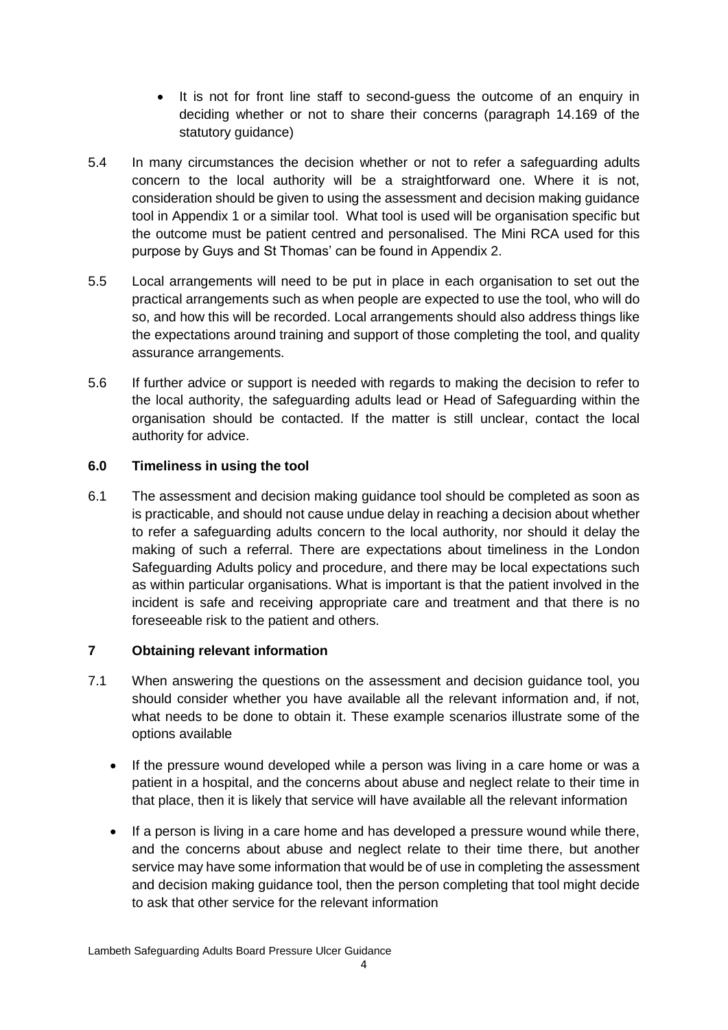- It is not for front line staff to second-guess the outcome of an enquiry in deciding whether or not to share their concerns (paragraph 14.169 of the statutory guidance)

5.4 In many circumstances the decision whether or not to refer a safeguarding adults concern to the local authority will be a straightforward one. Where it is not, consideration should be given to using the assessment and decision making guidance tool in Appendix 1 or a similar tool. What tool is used will be organisation specific but the outcome must be patient centred and personalised. The Mini RCA used for this purpose by Guys and St Thomas' can be found in Appendix 2.

5.5 Local arrangements will need to be put in place in each organisation to set out the practical arrangements such as when people are expected to use the tool, who will do so, and how this will be recorded. Local arrangements should also address things like the expectations around training and support of those completing the tool, and quality assurance arrangements.

5.6 If further advice or support is needed with regards to making the decision to refer to the local authority, the safeguarding adults lead or Head of Safeguarding within the organisation should be contacted. If the matter is still unclear, contact the local authority for advice.

## 6.0 Timeliness in using the tool

6.1 The assessment and decision making guidance tool should be completed as soon as is practicable, and should not cause undue delay in reaching a decision about whether to refer a safeguarding adults concern to the local authority, nor should it delay the making of such a referral. There are expectations about timeliness in the London Safeguarding Adults policy and procedure, and there may be local expectations such as within particular organisations. What is important is that the patient involved in the incident is safe and receiving appropriate care and treatment and that there is no foreseeable risk to the patient and others.

## 7 Obtaining relevant information

7.1 When answering the questions on the assessment and decision guidance tool, you should consider whether you have available all the relevant information and, if not, what needs to be done to obtain it. These example scenarios illustrate some of the options available

- If the pressure wound developed while a person was living in a care home or was a patient in a hospital, and the concerns about abuse and neglect relate to their time in that place, then it is likely that service will have available all the relevant information
- If a person is living in a care home and has developed a pressure wound while there, and the concerns about abuse and neglect relate to their time there, but another service may have some information that would be of use in completing the assessment and decision making guidance tool, then the person completing that tool might decide to ask that other service for the relevant information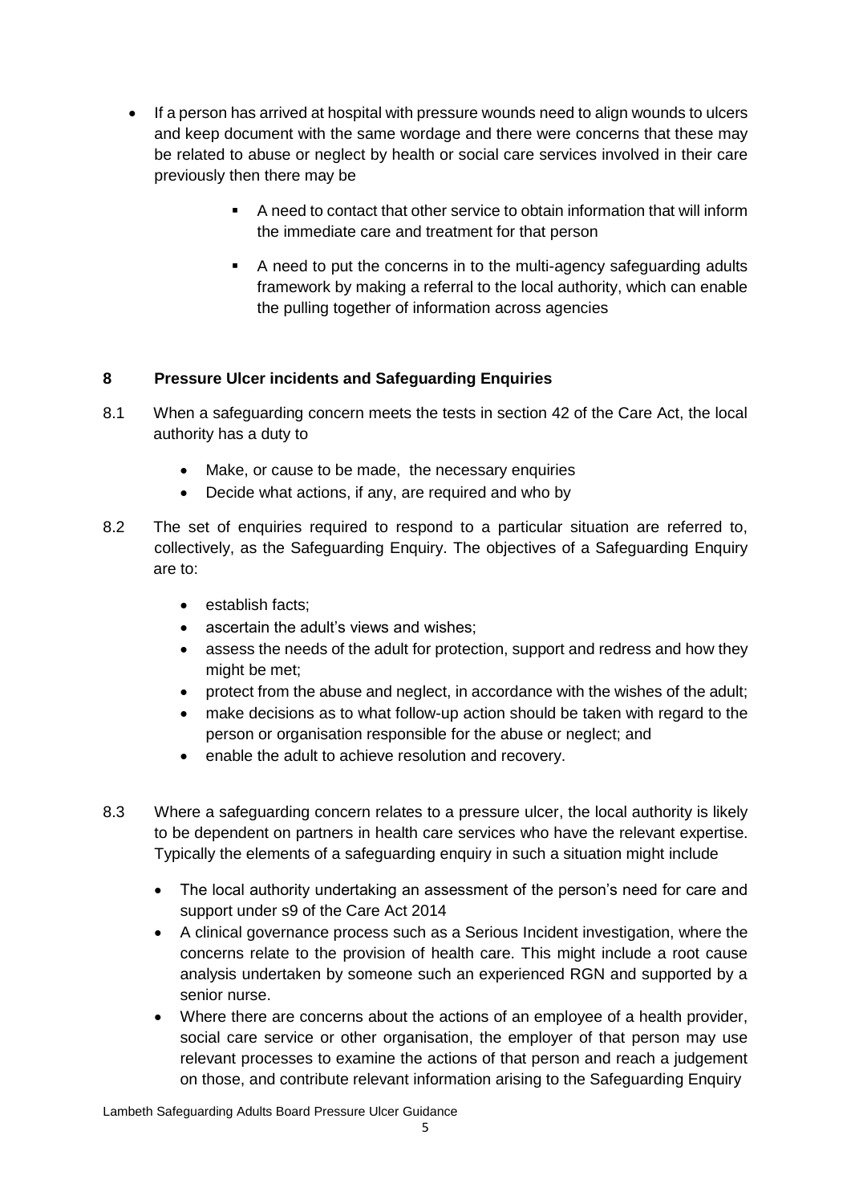- If a person has arrived at hospital with pressure wounds need to align wounds to ulcers and keep document with the same wordage and there were concerns that these may be related to abuse or neglect by health or social care services involved in their care previously then there may be
    - A need to contact that other service to obtain information that will inform the immediate care and treatment for that person
    - A need to put the concerns in to the multi-agency safeguarding adults framework by making a referral to the local authority, which can enable the pulling together of information across agencies

## 8 Pressure Ulcer incidents and Safeguarding Enquiries

8.1 When a safeguarding concern meets the tests in section 42 of the Care Act, the local authority has a duty to

- Make, or cause to be made, the necessary enquiries
- Decide what actions, if any, are required and who by

8.2 The set of enquiries required to respond to a particular situation are referred to, collectively, as the Safeguarding Enquiry. The objectives of a Safeguarding Enquiry are to:

- establish facts;
- ascertain the adult's views and wishes;
- assess the needs of the adult for protection, support and redress and how they might be met;
- protect from the abuse and neglect, in accordance with the wishes of the adult;
- make decisions as to what follow-up action should be taken with regard to the person or organisation responsible for the abuse or neglect; and
- enable the adult to achieve resolution and recovery.

8.3 Where a safeguarding concern relates to a pressure ulcer, the local authority is likely to be dependent on partners in health care services who have the relevant expertise. Typically the elements of a safeguarding enquiry in such a situation might include

- The local authority undertaking an assessment of the person's need for care and support under s9 of the Care Act 2014
- A clinical governance process such as a Serious Incident investigation, where the concerns relate to the provision of health care. This might include a root cause analysis undertaken by someone such an experienced RGN and supported by a senior nurse.
- Where there are concerns about the actions of an employee of a health provider, social care service or other organisation, the employer of that person may use relevant processes to examine the actions of that person and reach a judgement on those, and contribute relevant information arising to the Safeguarding Enquiry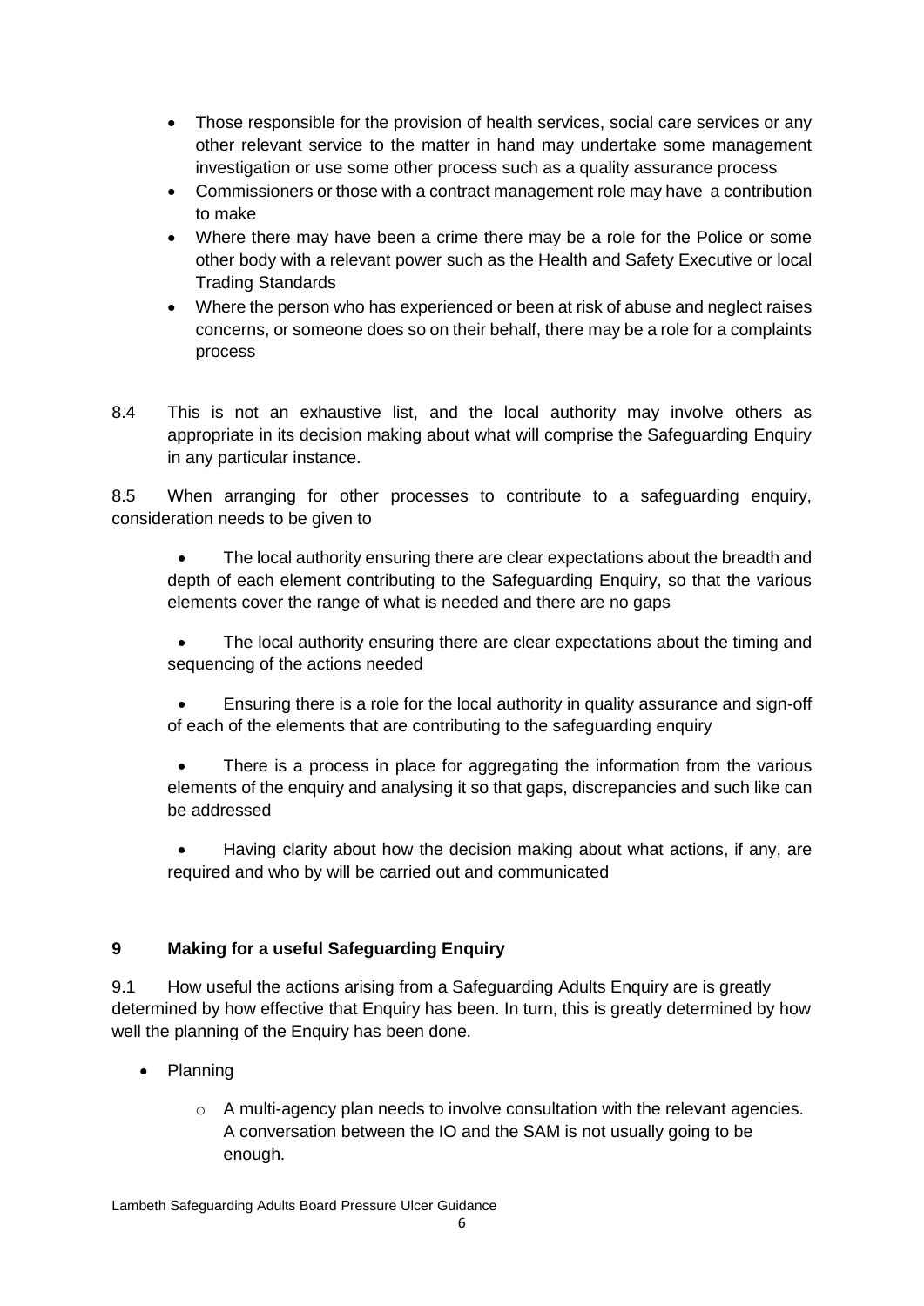- Those responsible for the provision of health services, social care services or any other relevant service to the matter in hand may undertake some management investigation or use some other process such as a quality assurance process
- Commissioners or those with a contract management role may have a contribution to make
- Where there may have been a crime there may be a role for the Police or some other body with a relevant power such as the Health and Safety Executive or local Trading Standards
- Where the person who has experienced or been at risk of abuse and neglect raises concerns, or someone does so on their behalf, there may be a role for a complaints process

8.4 This is not an exhaustive list, and the local authority may involve others as appropriate in its decision making about what will comprise the Safeguarding Enquiry in any particular instance.

8.5 When arranging for other processes to contribute to a safeguarding enquiry, consideration needs to be given to

- The local authority ensuring there are clear expectations about the breadth and depth of each element contributing to the Safeguarding Enquiry, so that the various elements cover the range of what is needed and there are no gaps
- The local authority ensuring there are clear expectations about the timing and sequencing of the actions needed
- Ensuring there is a role for the local authority in quality assurance and sign-off of each of the elements that are contributing to the safeguarding enquiry
- There is a process in place for aggregating the information from the various elements of the enquiry and analysing it so that gaps, discrepancies and such like can be addressed
- Having clarity about how the decision making about what actions, if any, are required and who by will be carried out and communicated

## 9 Making for a useful Safeguarding Enquiry

9.1 How useful the actions arising from a Safeguarding Adults Enquiry are is greatly determined by how effective that Enquiry has been. In turn, this is greatly determined by how well the planning of the Enquiry has been done.

- Planning
  - A multi-agency plan needs to involve consultation with the relevant agencies. A conversation between the IO and the SAM is not usually going to be enough.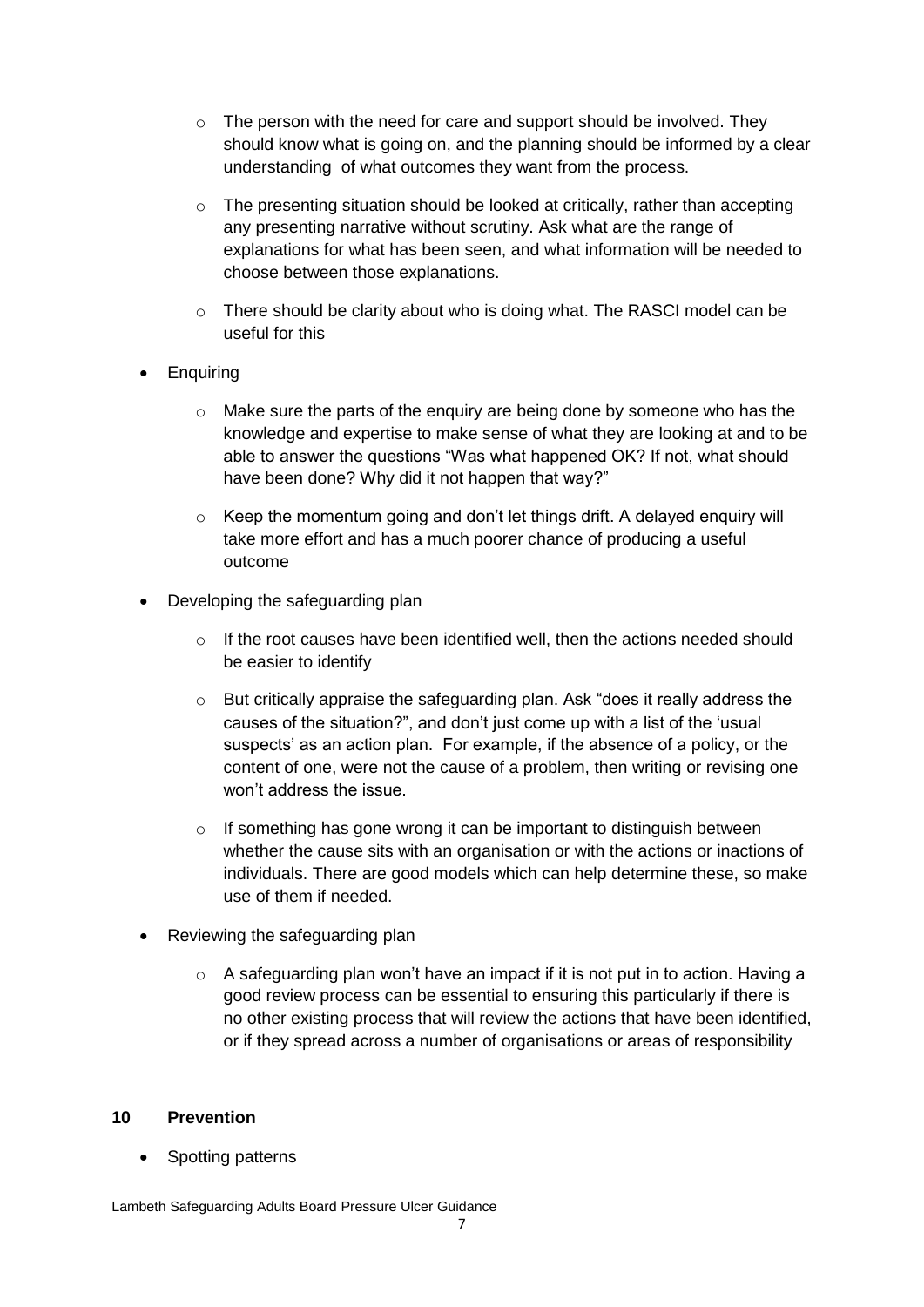- The person with the need for care and support should be involved. They should know what is going on, and the planning should be informed by a clear understanding of what outcomes they want from the process.
  - The presenting situation should be looked at critically, rather than accepting any presenting narrative without scrutiny. Ask what are the range of explanations for what has been seen, and what information will be needed to choose between those explanations.
  - There should be clarity about who is doing what. The RASCI model can be useful for this

- Enquiring
  - Make sure the parts of the enquiry are being done by someone who has the knowledge and expertise to make sense of what they are looking at and to be able to answer the questions "Was what happened OK? If not, what should have been done? Why did it not happen that way?"
  - Keep the momentum going and don't let things drift. A delayed enquiry will take more effort and has a much poorer chance of producing a useful outcome

- Developing the safeguarding plan
  - If the root causes have been identified well, then the actions needed should be easier to identify
  - But critically appraise the safeguarding plan. Ask "does it really address the causes of the situation?", and don't just come up with a list of the 'usual suspects' as an action plan. For example, if the absence of a policy, or the content of one, were not the cause of a problem, then writing or revising one won't address the issue.
  - If something has gone wrong it can be important to distinguish between whether the cause sits with an organisation or with the actions or inactions of individuals. There are good models which can help determine these, so make use of them if needed.

- Reviewing the safeguarding plan
  - A safeguarding plan won't have an impact if it is not put in to action. Having a good review process can be essential to ensuring this particularly if there is no other existing process that will review the actions that have been identified, or if they spread across a number of organisations or areas of responsibility

## 10 Prevention

- Spotting patterns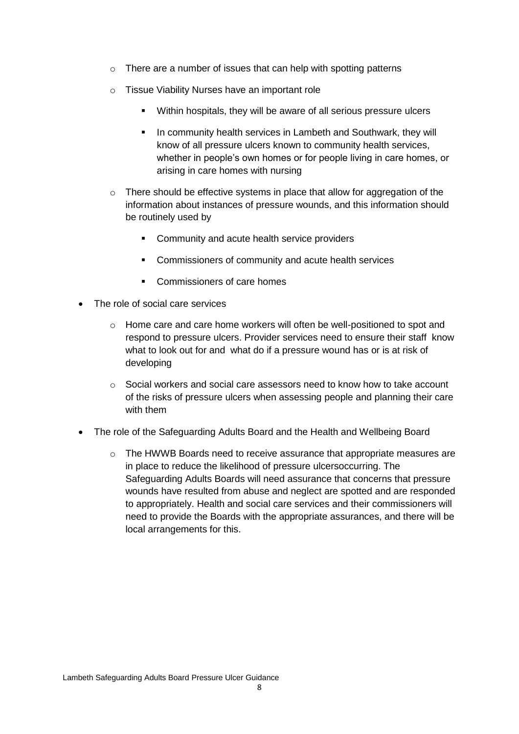- There are a number of issues that can help with spotting patterns
  - Tissue Viability Nurses have an important role
    - Within hospitals, they will be aware of all serious pressure ulcers
    - In community health services in Lambeth and Southwark, they will know of all pressure ulcers known to community health services, whether in people's own homes or for people living in care homes, or arising in care homes with nursing
  - There should be effective systems in place that allow for aggregation of the information about instances of pressure wounds, and this information should be routinely used by
    - Community and acute health service providers
    - Commissioners of community and acute health services
    - Commissioners of care homes
- The role of social care services
  - Home care and care home workers will often be well-positioned to spot and respond to pressure ulcers. Provider services need to ensure their staff know what to look out for and what do if a pressure wound has or is at risk of developing
  - Social workers and social care assessors need to know how to take account of the risks of pressure ulcers when assessing people and planning their care with them
- The role of the Safeguarding Adults Board and the Health and Wellbeing Board
  - The HWWB Boards need to receive assurance that appropriate measures are in place to reduce the likelihood of pressure ulcersoccurring. The Safeguarding Adults Boards will need assurance that concerns that pressure wounds have resulted from abuse and neglect are spotted and are responded to appropriately. Health and social care services and their commissioners will need to provide the Boards with the appropriate assurances, and there will be local arrangements for this.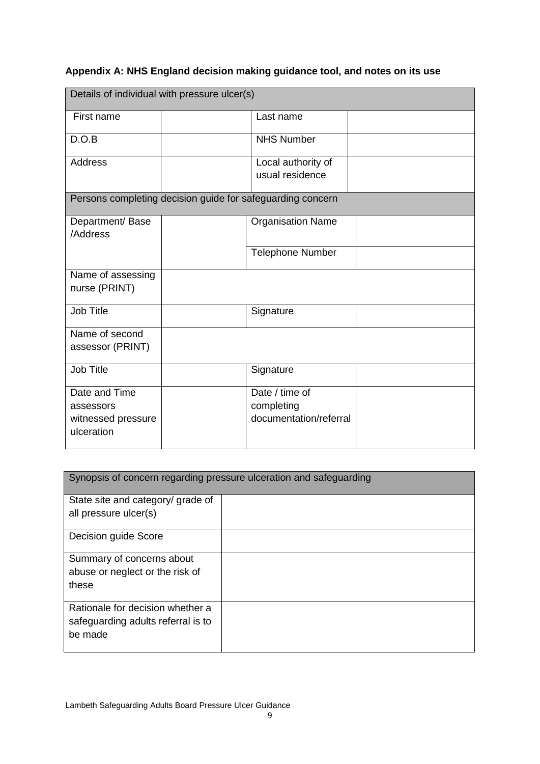**Appendix A: NHS England decision making guidance tool, and notes on its use**

| Details of individual with pressure ulcer(s) | | | |
|---|---|---|---|
| First name | | Last name | |
| D.O.B | | NHS Number | |
| Address | | Local authority of usual residence | |
| **Persons completing decision guide for safeguarding concern** | | | |
| Department/ Base /Address | | Organisation Name | |
| | | Telephone Number | |
| Name of assessing nurse (PRINT) | | | |
| Job Title | | Signature | |
| Name of second assessor (PRINT) | | | |
| Job Title | | Signature | |
| Date and Time assessors witnessed pressure ulceration | | Date / time of completing documentation/referral | |

| Synopsis of concern regarding pressure ulceration and safeguarding | |
|---|---|
| State site and category/ grade of all pressure ulcer(s) | |
| Decision guide Score | |
| Summary of concerns about abuse or neglect or the risk of these | |
| Rationale for decision whether a safeguarding adults referral is to be made | |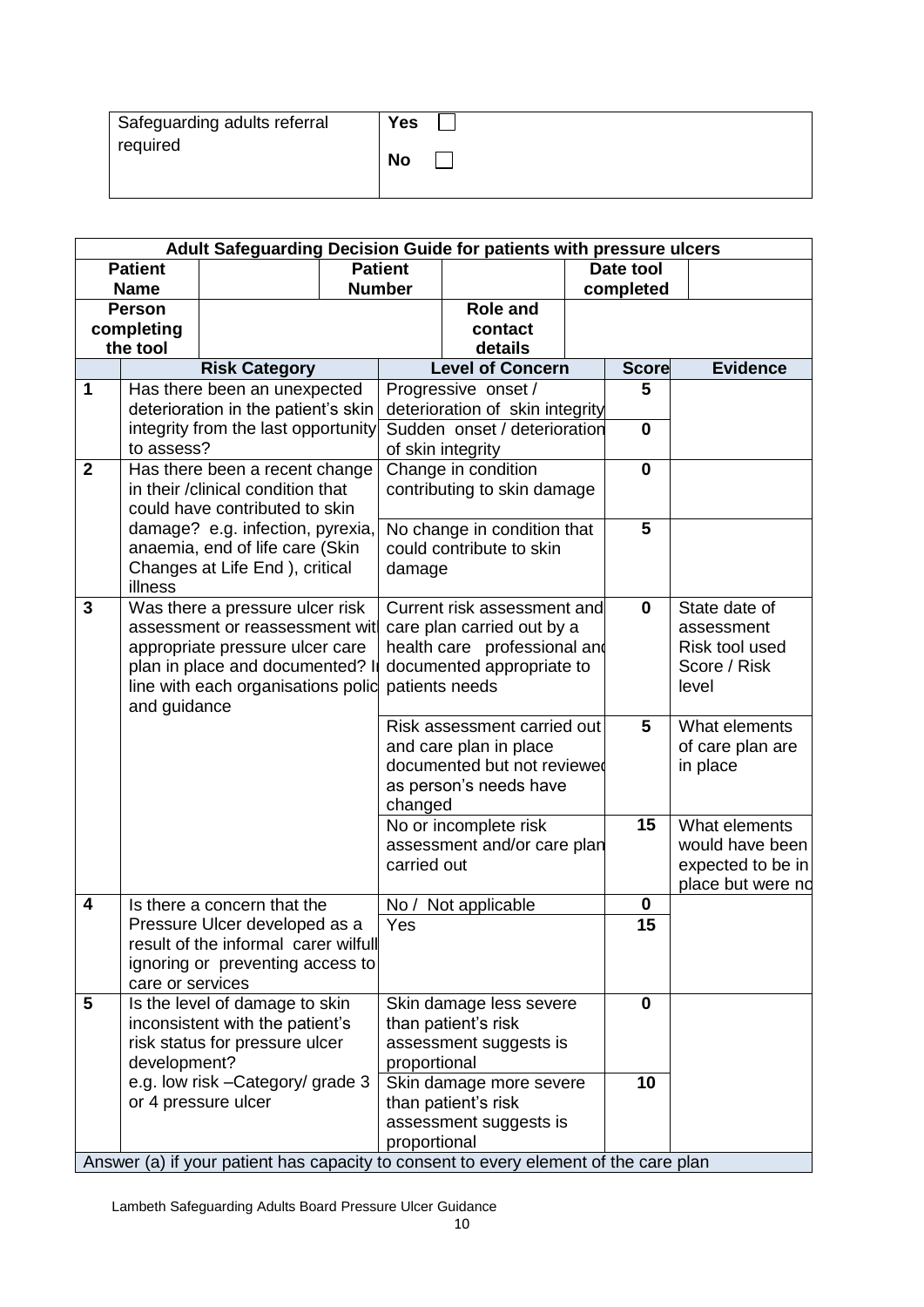| Safeguarding adults referral required | Yes ☐<br>No ☐ |
|---|---|

| Adult Safeguarding Decision Guide for patients with pressure ulcers | | | | |
|---|---|---|---|---|
| **Patient Name** | | **Patient Number** | | **Date tool completed** |
| **Person completing the tool** | | **Role and contact details** | | |
| | **Risk Category** | **Level of Concern** | **Score** | **Evidence** |
| **1** | Has there been an unexpected deterioration in the patient's skin integrity from the last opportunity to assess? | Progressive onset / deterioration of skin integrity | **5** | |
| | | Sudden onset / deterioration of skin integrity | **0** | |
| **2** | Has there been a recent change in their /clinical condition that could have contributed to skin damage? e.g. infection, pyrexia, anaemia, end of life care (Skin Changes at Life End ), critical illness | Change in condition contributing to skin damage | **0** | |
| | | No change in condition that could contribute to skin damage | **5** | |
| **3** | Was there a pressure ulcer risk assessment or reassessment with appropriate pressure ulcer care plan in place and documented? In line with each organisations policy and guidance | Current risk assessment and care plan carried out by a health care professional and documented appropriate to patients needs | **0** | State date of assessment Risk tool used Score / Risk level |
| | | Risk assessment carried out and care plan in place documented but not reviewed as person's needs have changed | **5** | What elements of care plan are in place |
| | | No or incomplete risk assessment and/or care plan carried out | **15** | What elements would have been expected to be in place but were not |
| **4** | Is there a concern that the Pressure Ulcer developed as a result of the informal carer wilfully ignoring or preventing access to care or services | No / Not applicable | **0** | |
| | | Yes | **15** | |
| **5** | Is the level of damage to skin inconsistent with the patient's risk status for pressure ulcer development? e.g. low risk –Category/ grade 3 or 4 pressure ulcer | Skin damage less severe than patient's risk assessment suggests is proportional | **0** | |
| | | Skin damage more severe than patient's risk assessment suggests is proportional | **10** | |
| Answer (a) if your patient has capacity to consent to every element of the care plan | | | | |

Lambeth Safeguarding Adults Board Pressure Ulcer Guidance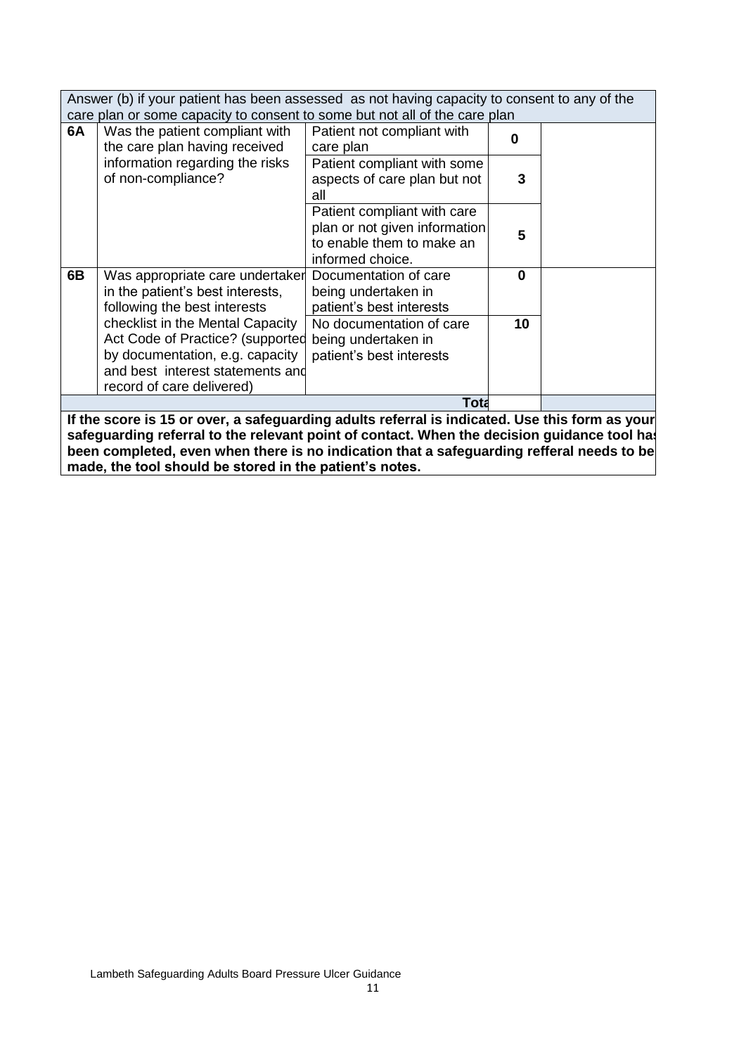| Answer (b) if your patient has been assessed as not having capacity to consent to any of the care plan or some capacity to consent to some but not all of the care plan | | | | |
|---|---|---|---|---|
| **6A** | Was the patient compliant with the care plan having received information regarding the risks of non-compliance? | Patient not compliant with care plan | **0** | |
| | | Patient compliant with some aspects of care plan but not all | **3** | |
| | | Patient compliant with care plan or not given information to enable them to make an informed choice. | **5** | |
| **6B** | Was appropriate care undertaken in the patient's best interests, following the best interests checklist in the Mental Capacity Act Code of Practice? (supported by documentation, e.g. capacity and best interest statements and record of care delivered) | Documentation of care being undertaken in patient's best interests | **0** | |
| | | No documentation of care being undertaken in patient's best interests | **10** | |
| | | **Total** | | |

**If the score is 15 or over, a safeguarding adults referral is indicated. Use this form as your safeguarding referral to the relevant point of contact. When the decision guidance tool has been completed, even when there is no indication that a safeguarding refferal needs to be made, the tool should be stored in the patient's notes.**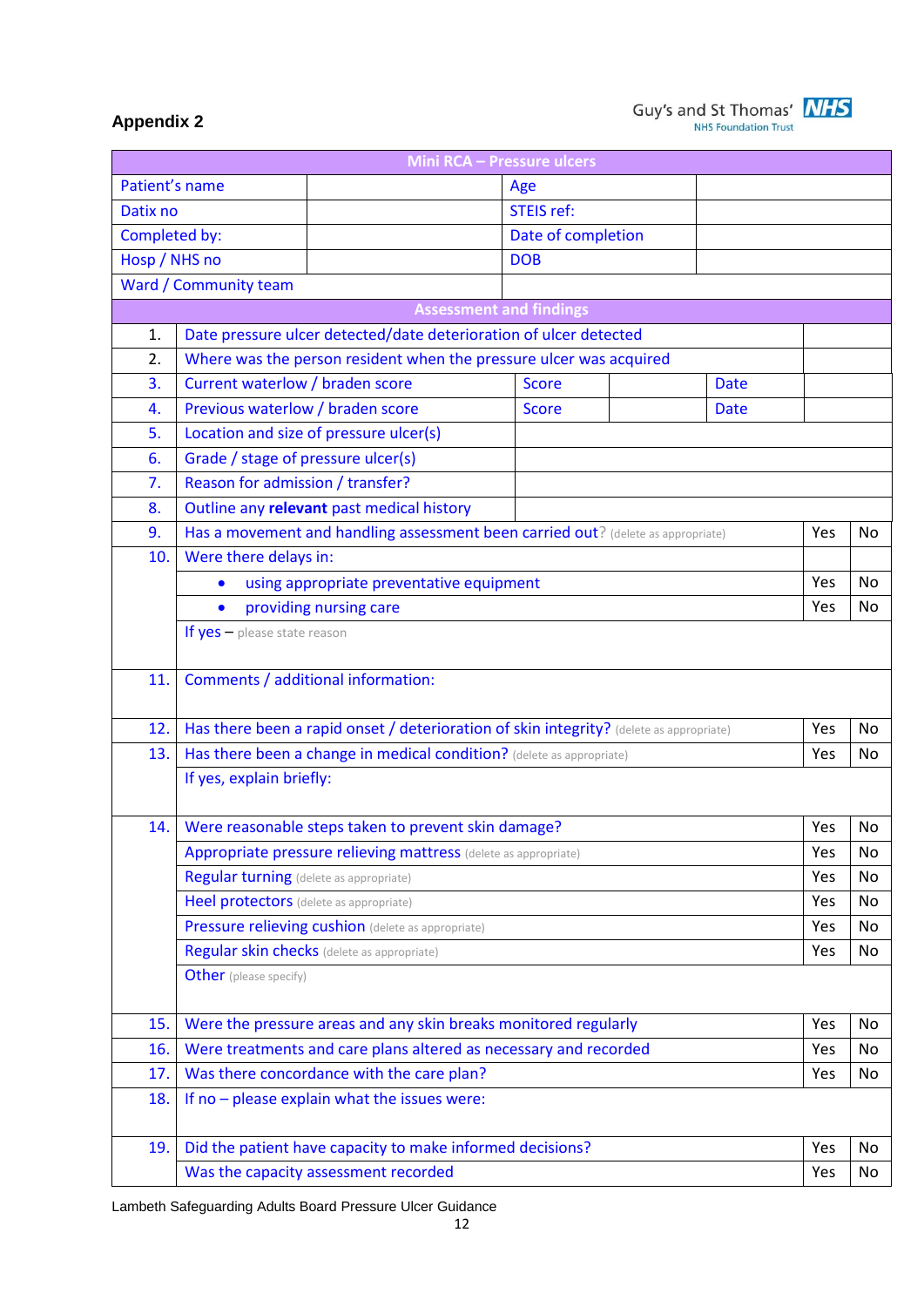**Appendix 2**

Guy's and St Thomas' NHS Foundation Trust

| Mini RCA – Pressure ulcers | | | |
|---|---|---|---|
| Patient's name | | Age | |
| Datix no | | STEIS ref: | |
| Completed by: | | Date of completion | |
| Hosp / NHS no | | DOB | |
| Ward / Community team | | | |

| Assessment and findings | | | | | | |
|---|---|---|---|---|---|---|
| 1. | Date pressure ulcer detected/date deterioration of ulcer detected | | | | | |
| 2. | Where was the person resident when the pressure ulcer was acquired | | | | | |
| 3. | Current waterlow / braden score | Score | | Date | | |
| 4. | Previous waterlow / braden score | Score | | Date | | |
| 5. | Location and size of pressure ulcer(s) | | | | | |
| 6. | Grade / stage of pressure ulcer(s) | | | | | |
| 7. | Reason for admission / transfer? | | | | | |
| 8. | Outline any **relevant** past medical history | | | | | |
| 9. | Has a movement and handling assessment been carried out? (delete as appropriate) | | | | Yes | No |
| 10. | Were there delays in: | | | | | |
| | • using appropriate preventative equipment | | | | Yes | No |
| | • providing nursing care | | | | Yes | No |
| | If yes – please state reason | | | | | |
| 11. | Comments / additional information: | | | | | |
| 12. | Has there been a rapid onset / deterioration of skin integrity? (delete as appropriate) | | | | Yes | No |
| 13. | Has there been a change in medical condition? (delete as appropriate) | | | | Yes | No |
| | If yes, explain briefly: | | | | | |
| 14. | Were reasonable steps taken to prevent skin damage? | | | | Yes | No |
| | Appropriate pressure relieving mattress (delete as appropriate) | | | | Yes | No |
| | Regular turning (delete as appropriate) | | | | Yes | No |
| | Heel protectors (delete as appropriate) | | | | Yes | No |
| | Pressure relieving cushion (delete as appropriate) | | | | Yes | No |
| | Regular skin checks (delete as appropriate) | | | | Yes | No |
| | Other (please specify) | | | | | |
| 15. | Were the pressure areas and any skin breaks monitored regularly | | | | Yes | No |
| 16. | Were treatments and care plans altered as necessary and recorded | | | | Yes | No |
| 17. | Was there concordance with the care plan? | | | | Yes | No |
| 18. | If no – please explain what the issues were: | | | | | |
| 19. | Did the patient have capacity to make informed decisions? | | | | Yes | No |
| | Was the capacity assessment recorded | | | | Yes | No |

Lambeth Safeguarding Adults Board Pressure Ulcer Guidance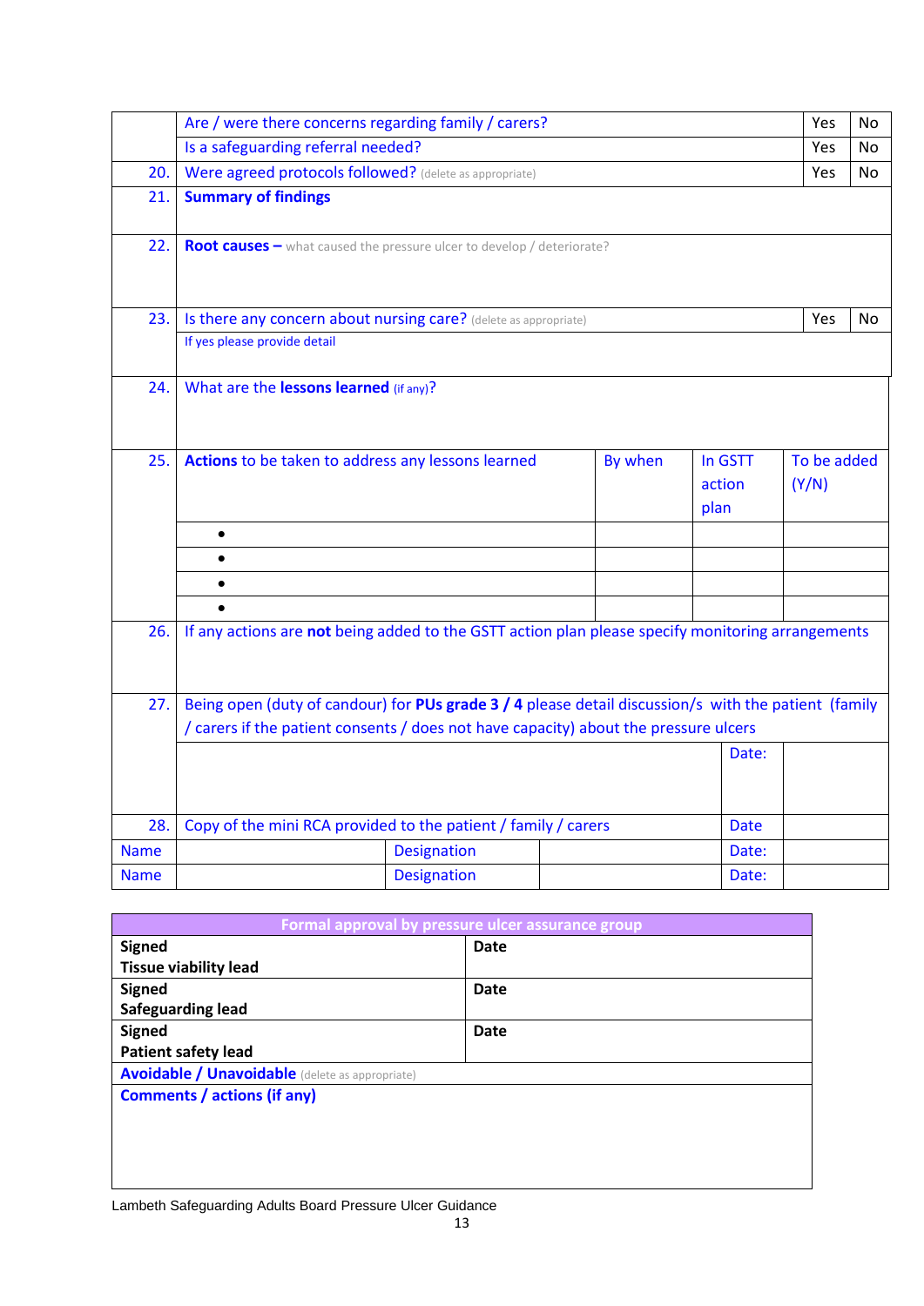| | | | | | |
|---|---|---|---|---|---|
| | Are / were there concerns regarding family / carers? | | | Yes | No |
| | Is a safeguarding referral needed? | | | Yes | No |
| 20. | Were agreed protocols followed? (delete as appropriate) | | | Yes | No |
| 21. | **Summary of findings** | | | | |
| 22. | **Root causes –** what caused the pressure ulcer to develop / deteriorate? | | | | |
| 23. | Is there any concern about nursing care? (delete as appropriate) | | | Yes | No |
| | If yes please provide detail | | | | |
| 24. | What are the **lessons learned** (if any)? | | | | |
| 25. | **Actions** to be taken to address any lessons learned | By when | In GSTT action plan | To be added (Y/N) | |
| | • | | | | |
| | • | | | | |
| | • | | | | |
| | • | | | | |
| 26. | If any actions are **not** being added to the GSTT action plan please specify monitoring arrangements | | | | |
| 27. | Being open (duty of candour) for **PUs grade 3 / 4** please detail discussion/s with the patient (family / carers if the patient consents / does not have capacity) about the pressure ulcers | | | | |
| | | | | Date: | |
| 28. | Copy of the mini RCA provided to the patient / family / carers | | | Date | |
| Name | | Designation | | Date: | |
| Name | | Designation | | Date: | |

| Formal approval by pressure ulcer assurance group | |
|---|---|
| **Signed**<br>**Tissue viability lead** | **Date** |
| **Signed**<br>**Safeguarding lead** | **Date** |
| **Signed**<br>**Patient safety lead** | **Date** |
| **Avoidable / Unavoidable** (delete as appropriate) | |
| **Comments / actions (if any)** | |

Lambeth Safeguarding Adults Board Pressure Ulcer Guidance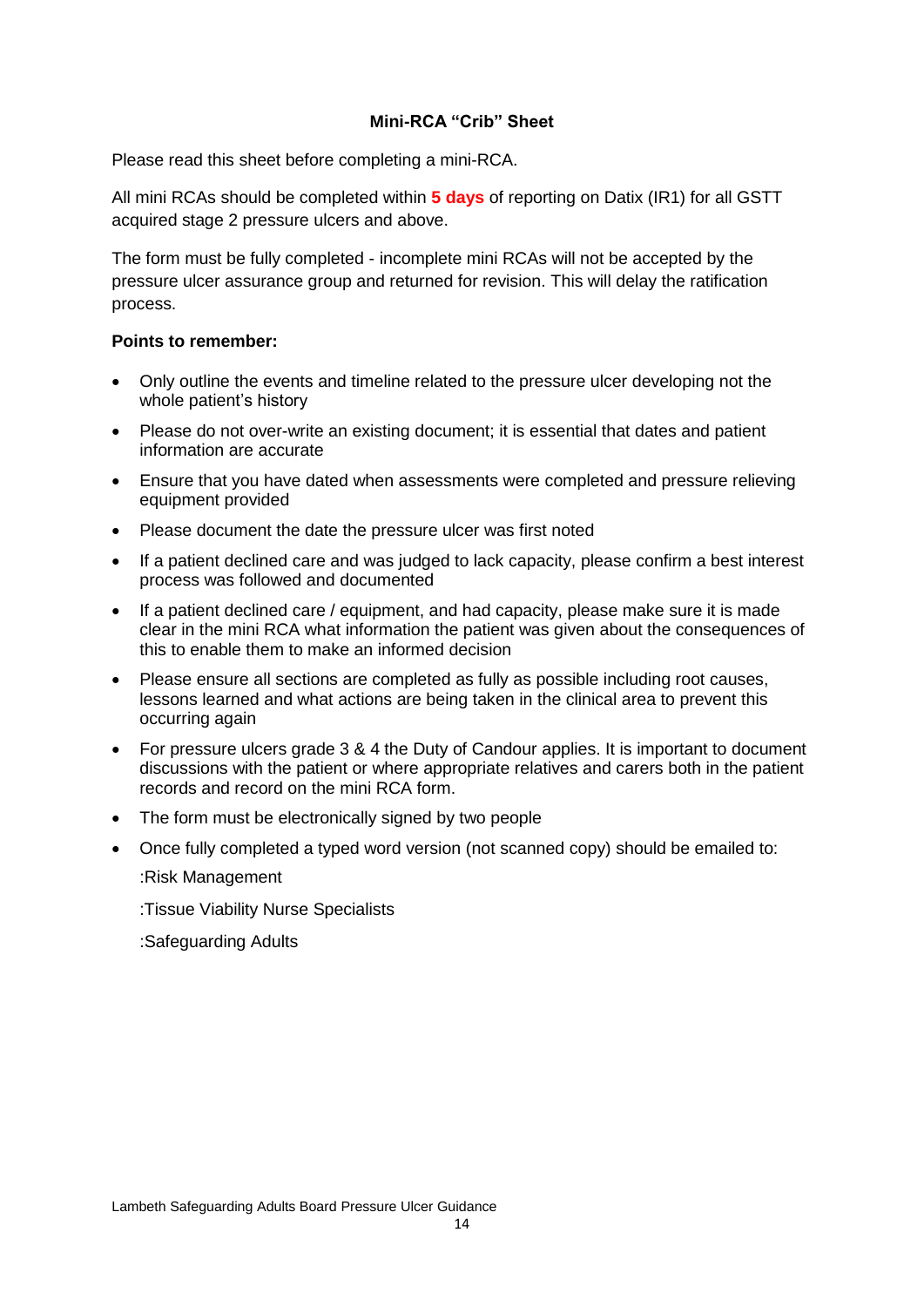### Mini-RCA "Crib" Sheet

Please read this sheet before completing a mini-RCA.

All mini RCAs should be completed within **5 days** of reporting on Datix (IR1) for all GSTT acquired stage 2 pressure ulcers and above.

The form must be fully completed - incomplete mini RCAs will not be accepted by the pressure ulcer assurance group and returned for revision. This will delay the ratification process.

**Points to remember:**

- Only outline the events and timeline related to the pressure ulcer developing not the whole patient's history
- Please do not over-write an existing document; it is essential that dates and patient information are accurate
- Ensure that you have dated when assessments were completed and pressure relieving equipment provided
- Please document the date the pressure ulcer was first noted
- If a patient declined care and was judged to lack capacity, please confirm a best interest process was followed and documented
- If a patient declined care / equipment, and had capacity, please make sure it is made clear in the mini RCA what information the patient was given about the consequences of this to enable them to make an informed decision
- Please ensure all sections are completed as fully as possible including root causes, lessons learned and what actions are being taken in the clinical area to prevent this occurring again
- For pressure ulcers grade 3 & 4 the Duty of Candour applies. It is important to document discussions with the patient or where appropriate relatives and carers both in the patient records and record on the mini RCA form.
- The form must be electronically signed by two people
- Once fully completed a typed word version (not scanned copy) should be emailed to:

  :Risk Management

  :Tissue Viability Nurse Specialists

  :Safeguarding Adults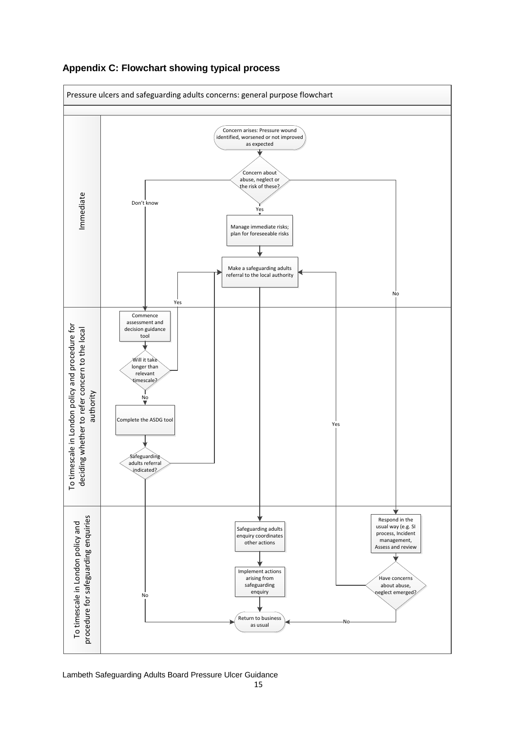## Appendix C: Flowchart showing typical process

Pressure ulcers and safeguarding adults concerns: general purpose flowchart

**Immediate**

- Concern arises: Pressure wound identified, worsened or not improved as expected
- Concern about abuse, neglect or the risk of these?
  - Yes → Manage immediate risks; plan for foreseeable risks → Make a safeguarding adults referral to the local authority
  - Don't know → Commence assessment and decision guidance tool
  - No → Respond in the usual way (e.g. SI process, Incident management, Assess and review

**To timescale in London policy and procedure for deciding whether to refer concern to the local authority**

- Commence assessment and decision guidance tool
- Will it take longer than relevant timescale?
  - Yes → Make a safeguarding adults referral to the local authority
  - No → Complete the ASDG tool
- Safeguarding adults referral indicated?
  - Yes → Make a safeguarding adults referral to the local authority
  - No → Return to business as usual

**To timescale in London policy and procedure for safeguarding enquiries**

- Make a safeguarding adults referral to the local authority → Safeguarding adults enquiry coordinates other actions → Implement actions arising from safeguarding enquiry → Return to business as usual
- Respond in the usual way (e.g. SI process, Incident management, Assess and review → Have concerns about abuse, neglect emerged?
  - Yes → Make a safeguarding adults referral to the local authority
  - No → Return to business as usual

Lambeth Safeguarding Adults Board Pressure Ulcer Guidance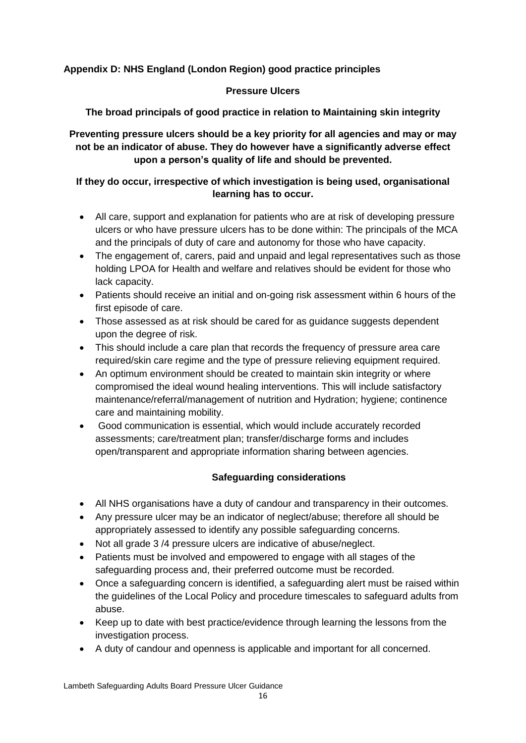## Appendix D: NHS England (London Region) good practice principles

### Pressure Ulcers

**The broad principals of good practice in relation to Maintaining skin integrity**

**Preventing pressure ulcers should be a key priority for all agencies and may or may not be an indicator of abuse. They do however have a significantly adverse effect upon a person's quality of life and should be prevented.**

**If they do occur, irrespective of which investigation is being used, organisational learning has to occur.**

- All care, support and explanation for patients who are at risk of developing pressure ulcers or who have pressure ulcers has to be done within: The principals of the MCA and the principals of duty of care and autonomy for those who have capacity.
- The engagement of, carers, paid and unpaid and legal representatives such as those holding LPOA for Health and welfare and relatives should be evident for those who lack capacity.
- Patients should receive an initial and on-going risk assessment within 6 hours of the first episode of care.
- Those assessed as at risk should be cared for as guidance suggests dependent upon the degree of risk.
- This should include a care plan that records the frequency of pressure area care required/skin care regime and the type of pressure relieving equipment required.
- An optimum environment should be created to maintain skin integrity or where compromised the ideal wound healing interventions. This will include satisfactory maintenance/referral/management of nutrition and Hydration; hygiene; continence care and maintaining mobility.
- Good communication is essential, which would include accurately recorded assessments; care/treatment plan; transfer/discharge forms and includes open/transparent and appropriate information sharing between agencies.

### Safeguarding considerations

- All NHS organisations have a duty of candour and transparency in their outcomes.
- Any pressure ulcer may be an indicator of neglect/abuse; therefore all should be appropriately assessed to identify any possible safeguarding concerns.
- Not all grade 3 /4 pressure ulcers are indicative of abuse/neglect.
- Patients must be involved and empowered to engage with all stages of the safeguarding process and, their preferred outcome must be recorded.
- Once a safeguarding concern is identified, a safeguarding alert must be raised within the guidelines of the Local Policy and procedure timescales to safeguard adults from abuse.
- Keep up to date with best practice/evidence through learning the lessons from the investigation process.
- A duty of candour and openness is applicable and important for all concerned.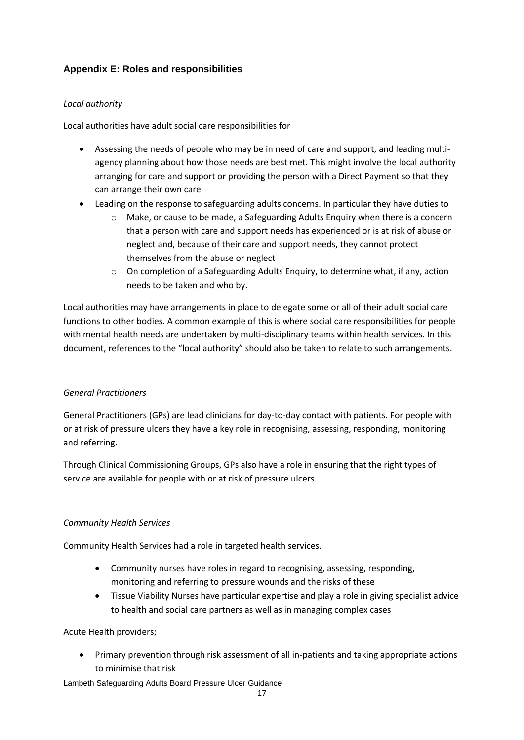## Appendix E: Roles and responsibilities

*Local authority*

Local authorities have adult social care responsibilities for

- Assessing the needs of people who may be in need of care and support, and leading multi-agency planning about how those needs are best met. This might involve the local authority arranging for care and support or providing the person with a Direct Payment so that they can arrange their own care
- Leading on the response to safeguarding adults concerns. In particular they have duties to
    - Make, or cause to be made, a Safeguarding Adults Enquiry when there is a concern that a person with care and support needs has experienced or is at risk of abuse or neglect and, because of their care and support needs, they cannot protect themselves from the abuse or neglect
    - On completion of a Safeguarding Adults Enquiry, to determine what, if any, action needs to be taken and who by.

Local authorities may have arrangements in place to delegate some or all of their adult social care functions to other bodies. A common example of this is where social care responsibilities for people with mental health needs are undertaken by multi-disciplinary teams within health services. In this document, references to the "local authority" should also be taken to relate to such arrangements.

*General Practitioners*

General Practitioners (GPs) are lead clinicians for day-to-day contact with patients. For people with or at risk of pressure ulcers they have a key role in recognising, assessing, responding, monitoring and referring.

Through Clinical Commissioning Groups, GPs also have a role in ensuring that the right types of service are available for people with or at risk of pressure ulcers.

*Community Health Services*

Community Health Services had a role in targeted health services.

- Community nurses have roles in regard to recognising, assessing, responding, monitoring and referring to pressure wounds and the risks of these
- Tissue Viability Nurses have particular expertise and play a role in giving specialist advice to health and social care partners as well as in managing complex cases

Acute Health providers;

- Primary prevention through risk assessment of all in-patients and taking appropriate actions to minimise that risk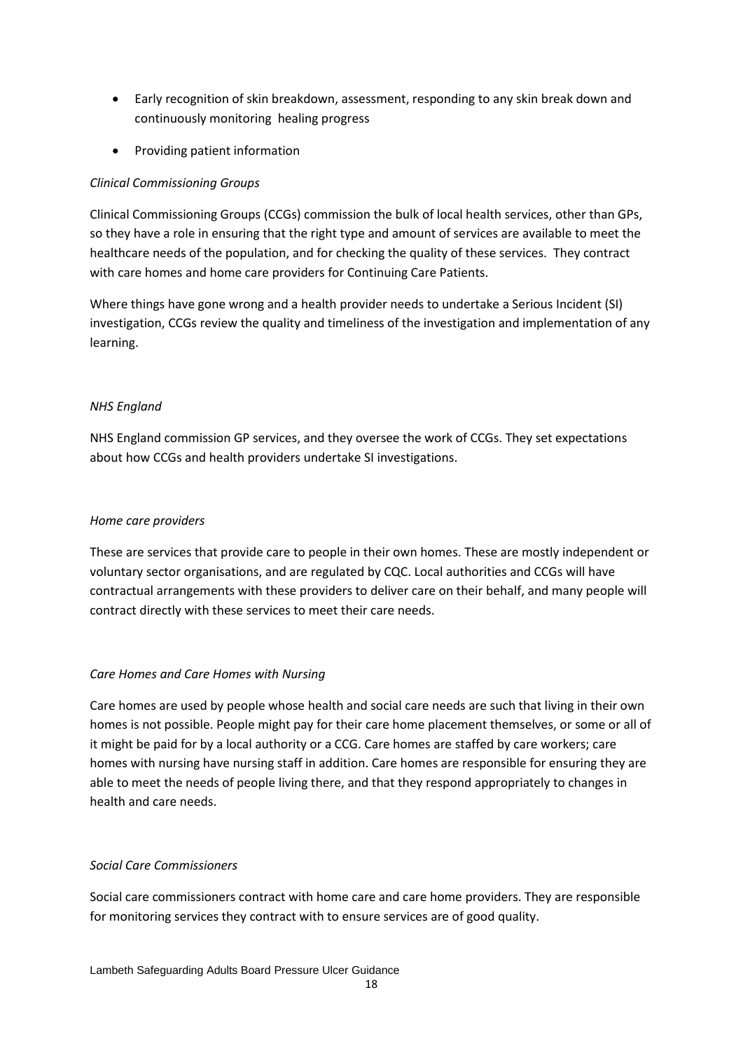- Early recognition of skin breakdown, assessment, responding to any skin break down and continuously monitoring healing progress
- Providing patient information

*Clinical Commissioning Groups*

Clinical Commissioning Groups (CCGs) commission the bulk of local health services, other than GPs, so they have a role in ensuring that the right type and amount of services are available to meet the healthcare needs of the population, and for checking the quality of these services. They contract with care homes and home care providers for Continuing Care Patients.

Where things have gone wrong and a health provider needs to undertake a Serious Incident (SI) investigation, CCGs review the quality and timeliness of the investigation and implementation of any learning.

*NHS England*

NHS England commission GP services, and they oversee the work of CCGs. They set expectations about how CCGs and health providers undertake SI investigations.

*Home care providers*

These are services that provide care to people in their own homes. These are mostly independent or voluntary sector organisations, and are regulated by CQC. Local authorities and CCGs will have contractual arrangements with these providers to deliver care on their behalf, and many people will contract directly with these services to meet their care needs.

*Care Homes and Care Homes with Nursing*

Care homes are used by people whose health and social care needs are such that living in their own homes is not possible. People might pay for their care home placement themselves, or some or all of it might be paid for by a local authority or a CCG. Care homes are staffed by care workers; care homes with nursing have nursing staff in addition. Care homes are responsible for ensuring they are able to meet the needs of people living there, and that they respond appropriately to changes in health and care needs.

*Social Care Commissioners*

Social care commissioners contract with home care and care home providers. They are responsible for monitoring services they contract with to ensure services are of good quality.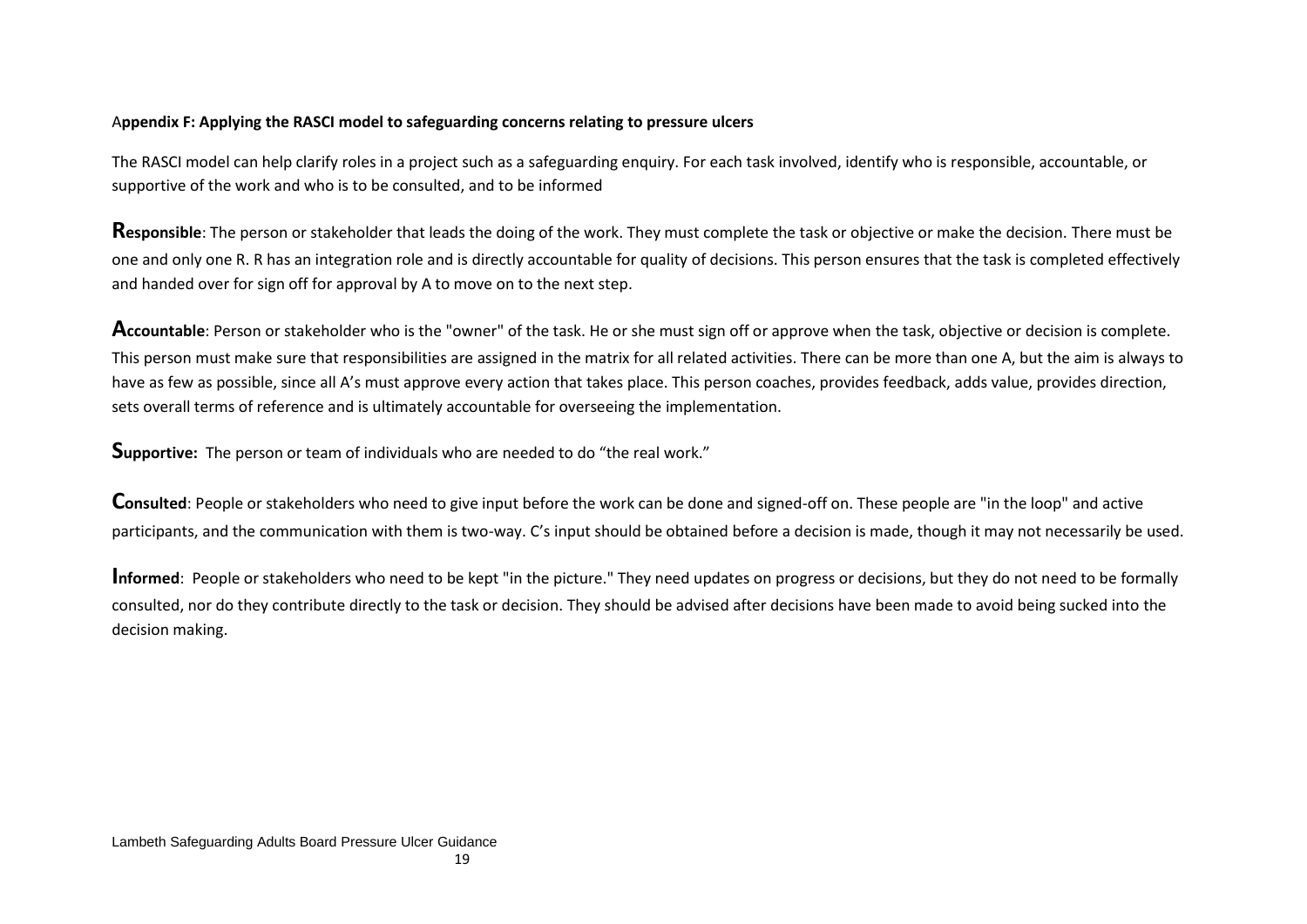**Appendix F: Applying the RASCI model to safeguarding concerns relating to pressure ulcers**

The RASCI model can help clarify roles in a project such as a safeguarding enquiry. For each task involved, identify who is responsible, accountable, or supportive of the work and who is to be consulted, and to be informed

**Responsible**: The person or stakeholder that leads the doing of the work. They must complete the task or objective or make the decision. There must be one and only one R. R has an integration role and is directly accountable for quality of decisions. This person ensures that the task is completed effectively and handed over for sign off for approval by A to move on to the next step.

**Accountable**: Person or stakeholder who is the "owner" of the task. He or she must sign off or approve when the task, objective or decision is complete. This person must make sure that responsibilities are assigned in the matrix for all related activities. There can be more than one A, but the aim is always to have as few as possible, since all A's must approve every action that takes place. This person coaches, provides feedback, adds value, provides direction, sets overall terms of reference and is ultimately accountable for overseeing the implementation.

**Supportive:** The person or team of individuals who are needed to do "the real work."

**Consulted**: People or stakeholders who need to give input before the work can be done and signed-off on. These people are "in the loop" and active participants, and the communication with them is two-way. C's input should be obtained before a decision is made, though it may not necessarily be used.

**Informed**: People or stakeholders who need to be kept "in the picture." They need updates on progress or decisions, but they do not need to be formally consulted, nor do they contribute directly to the task or decision. They should be advised after decisions have been made to avoid being sucked into the decision making.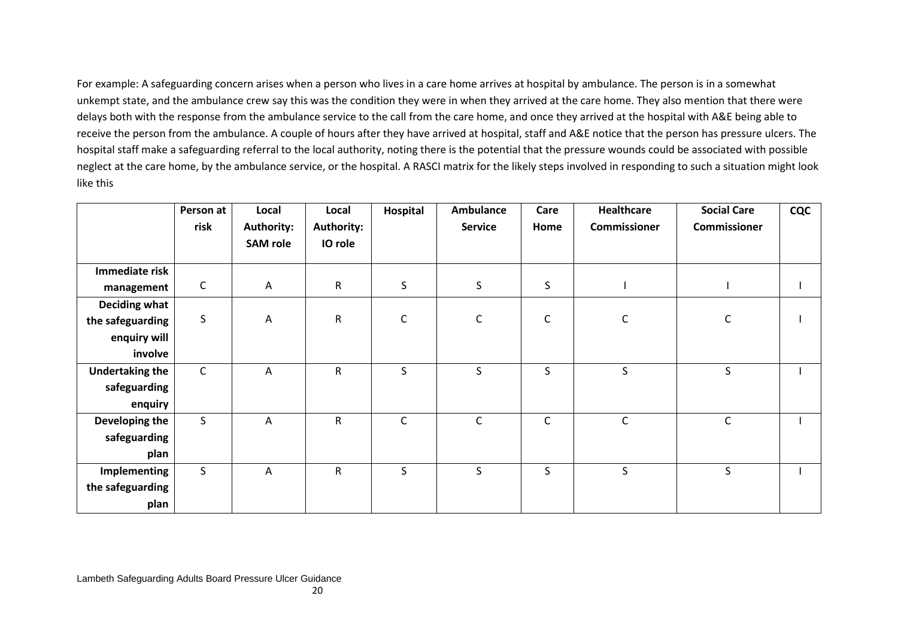For example: A safeguarding concern arises when a person who lives in a care home arrives at hospital by ambulance. The person is in a somewhat unkempt state, and the ambulance crew say this was the condition they were in when they arrived at the care home. They also mention that there were delays both with the response from the ambulance service to the call from the care home, and once they arrived at the hospital with A&E being able to receive the person from the ambulance. A couple of hours after they have arrived at hospital, staff and A&E notice that the person has pressure ulcers. The hospital staff make a safeguarding referral to the local authority, noting there is the potential that the pressure wounds could be associated with possible neglect at the care home, by the ambulance service, or the hospital. A RASCI matrix for the likely steps involved in responding to such a situation might look like this

| | **Person at risk** | **Local Authority: SAM role** | **Local Authority: IO role** | **Hospital** | **Ambulance Service** | **Care Home** | **Healthcare Commissioner** | **Social Care Commissioner** | **CQC** |
|---|---|---|---|---|---|---|---|---|---|
| **Immediate risk management** | C | A | R | S | S | S | I | I | I |
| **Deciding what the safeguarding enquiry will involve** | S | A | R | C | C | C | C | C | I |
| **Undertaking the safeguarding enquiry** | C | A | R | S | S | S | S | S | I |
| **Developing the safeguarding plan** | S | A | R | C | C | C | C | C | I |
| **Implementing the safeguarding plan** | S | A | R | S | S | S | S | S | I |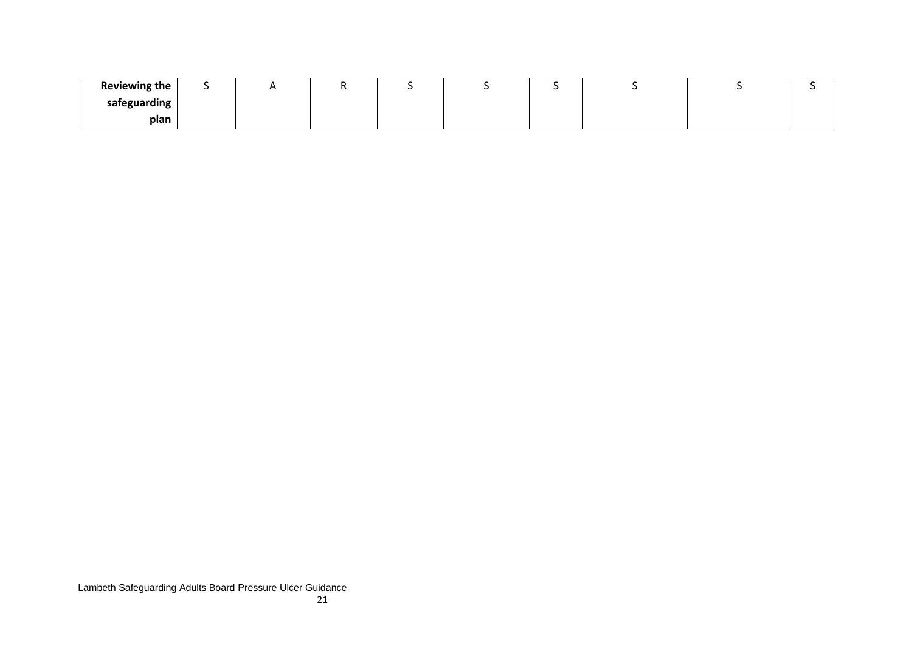| | | | | | | | | | |
|---|---|---|---|---|---|---|---|---|---|
| **Reviewing the safeguarding plan** | S | A | R | S | S | S | S | S | S |